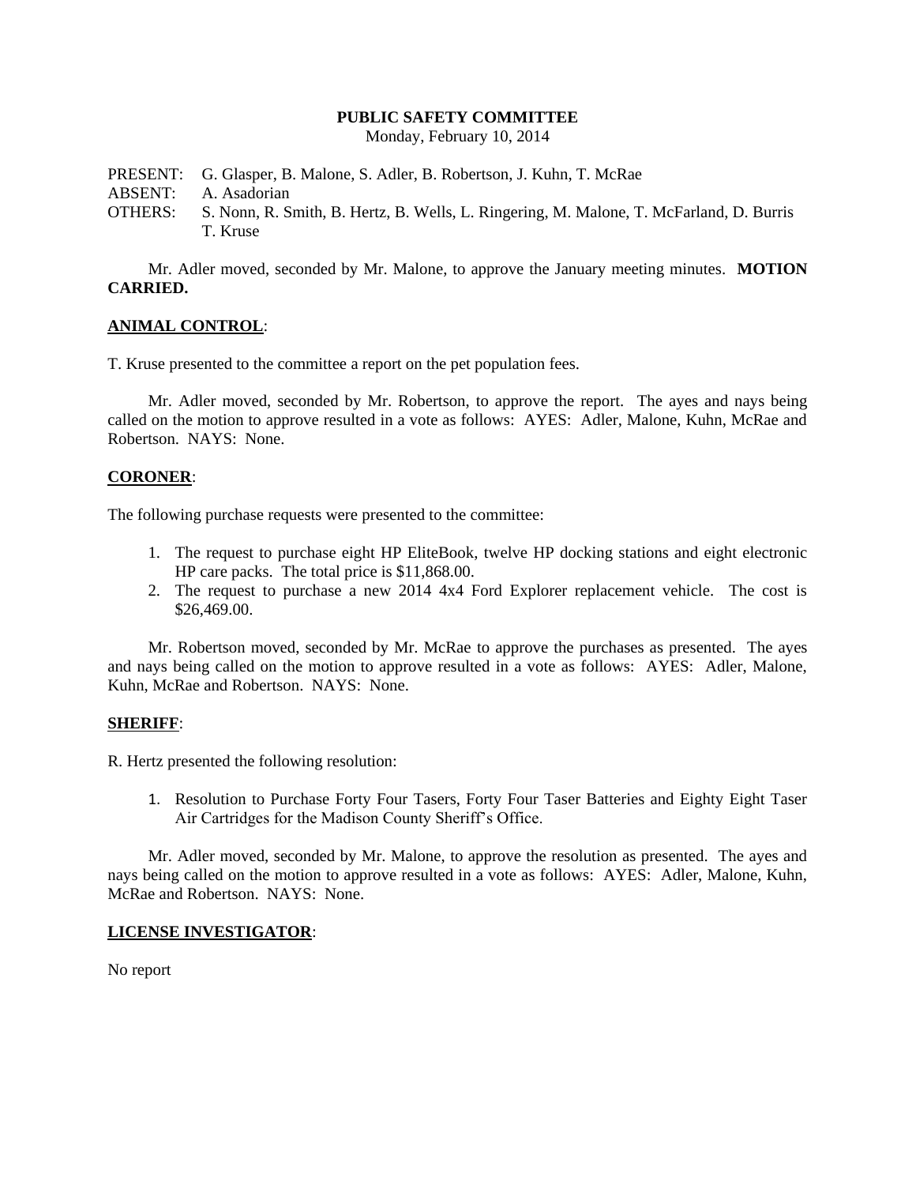**PUBLIC SAFETY COMMITTEE**

Monday, February 10, 2014

PRESENT: G. Glasper, B. Malone, S. Adler, B. Robertson, J. Kuhn, T. McRae
ABSENT: A. Asadorian
OTHERS: S. Nonn, R. Smith, B. Hertz, B. Wells, L. Ringering, M. Malone, T. McFarland, D. Burris T. Kruse

Mr. Adler moved, seconded by Mr. Malone, to approve the January meeting minutes. **MOTION CARRIED.**

**ANIMAL CONTROL**:

T. Kruse presented to the committee a report on the pet population fees.

Mr. Adler moved, seconded by Mr. Robertson, to approve the report. The ayes and nays being called on the motion to approve resulted in a vote as follows: AYES: Adler, Malone, Kuhn, McRae and Robertson. NAYS: None.

**CORONER**:

The following purchase requests were presented to the committee:

1. The request to purchase eight HP EliteBook, twelve HP docking stations and eight electronic HP care packs. The total price is $11,868.00.
2. The request to purchase a new 2014 4x4 Ford Explorer replacement vehicle. The cost is $26,469.00.

Mr. Robertson moved, seconded by Mr. McRae to approve the purchases as presented. The ayes and nays being called on the motion to approve resulted in a vote as follows: AYES: Adler, Malone, Kuhn, McRae and Robertson. NAYS: None.

**SHERIFF**:

R. Hertz presented the following resolution:

1. Resolution to Purchase Forty Four Tasers, Forty Four Taser Batteries and Eighty Eight Taser Air Cartridges for the Madison County Sheriff's Office.

Mr. Adler moved, seconded by Mr. Malone, to approve the resolution as presented. The ayes and nays being called on the motion to approve resulted in a vote as follows: AYES: Adler, Malone, Kuhn, McRae and Robertson. NAYS: None.

**LICENSE INVESTIGATOR**:

No report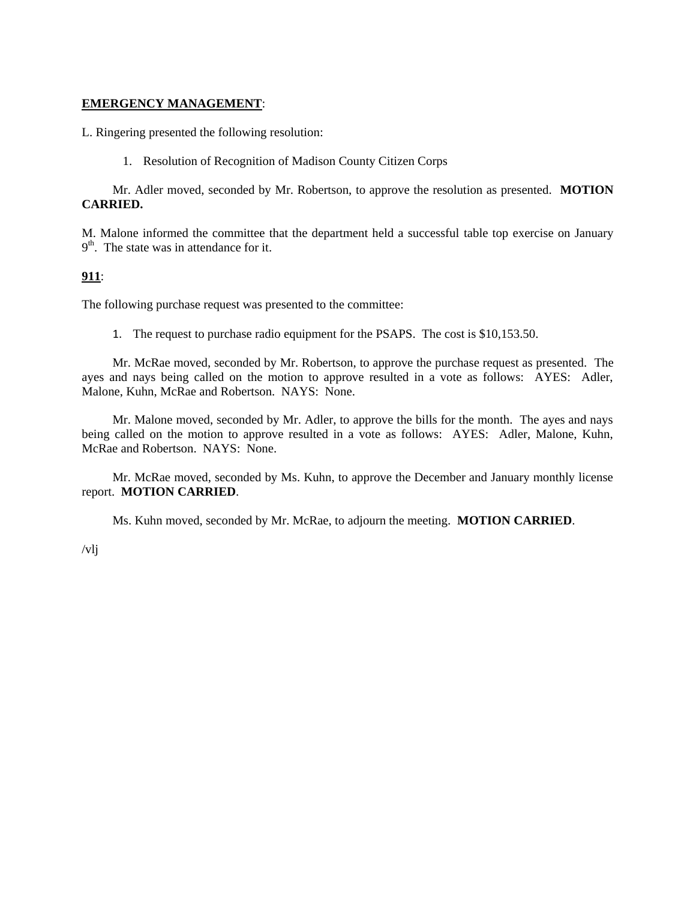**EMERGENCY MANAGEMENT**:

L. Ringering presented the following resolution:

1. Resolution of Recognition of Madison County Citizen Corps

Mr. Adler moved, seconded by Mr. Robertson, to approve the resolution as presented. **MOTION CARRIED.**

M. Malone informed the committee that the department held a successful table top exercise on January 9th. The state was in attendance for it.

**911**:

The following purchase request was presented to the committee:

1. The request to purchase radio equipment for the PSAPS. The cost is $10,153.50.

Mr. McRae moved, seconded by Mr. Robertson, to approve the purchase request as presented. The ayes and nays being called on the motion to approve resulted in a vote as follows: AYES: Adler, Malone, Kuhn, McRae and Robertson. NAYS: None.

Mr. Malone moved, seconded by Mr. Adler, to approve the bills for the month. The ayes and nays being called on the motion to approve resulted in a vote as follows: AYES: Adler, Malone, Kuhn, McRae and Robertson. NAYS: None.

Mr. McRae moved, seconded by Ms. Kuhn, to approve the December and January monthly license report. **MOTION CARRIED**.

Ms. Kuhn moved, seconded by Mr. McRae, to adjourn the meeting. **MOTION CARRIED**.

/vlj